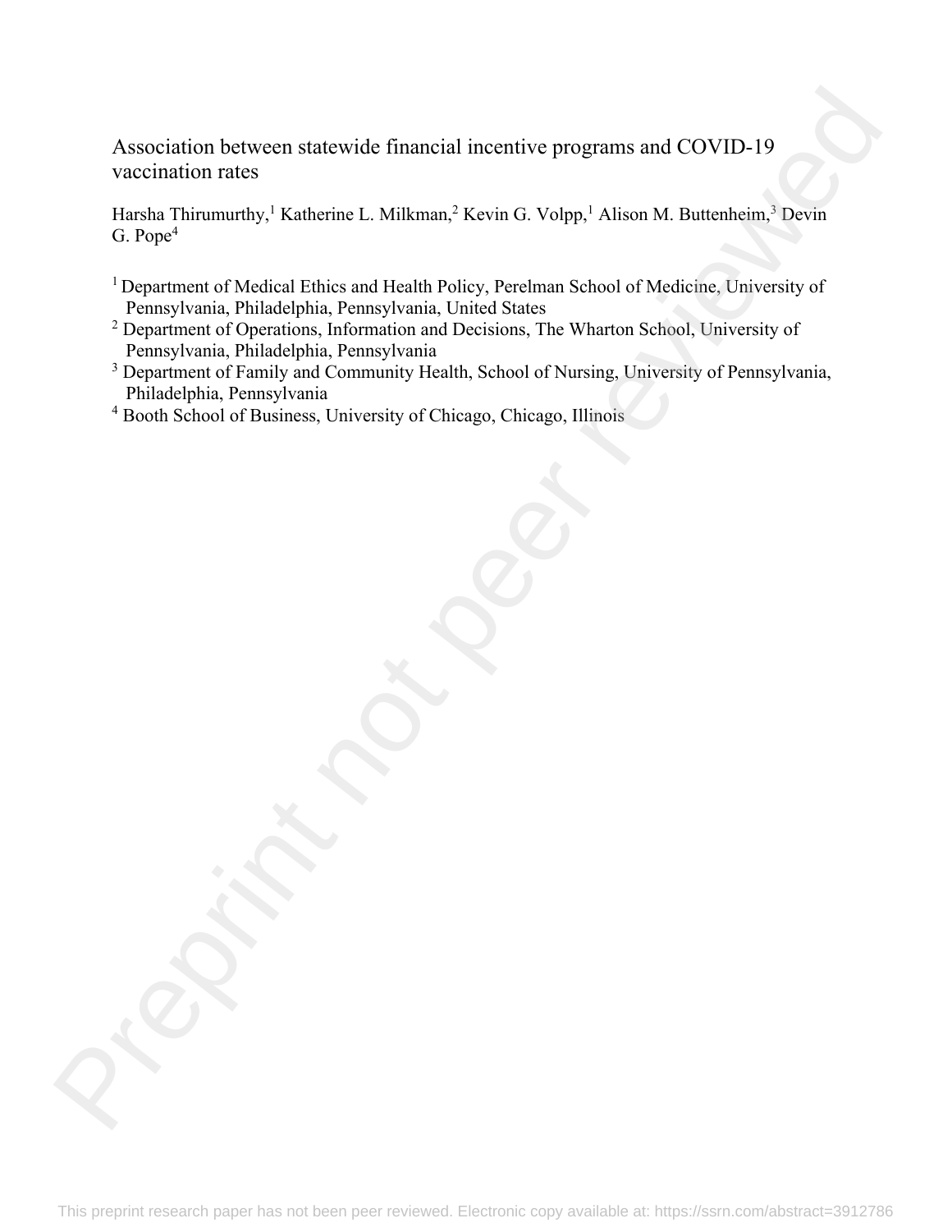# Association between statewide financial incentive programs and COVID-19 vaccination rates

Harsha Thirumurthy,[1] Katherine L. Milkman,[2] Kevin G. Volpp,[1] Alison M. Buttenheim,[3] Devin G. Pope[4]

[1] Department of Medical Ethics and Health Policy, Perelman School of Medicine, University of Pennsylvania, Philadelphia, Pennsylvania, United States

[2] Department of Operations, Information and Decisions, The Wharton School, University of Pennsylvania, Philadelphia, Pennsylvania

[3] Department of Family and Community Health, School of Nursing, University of Pennsylvania, Philadelphia, Pennsylvania

[4] Booth School of Business, University of Chicago, Chicago, Illinois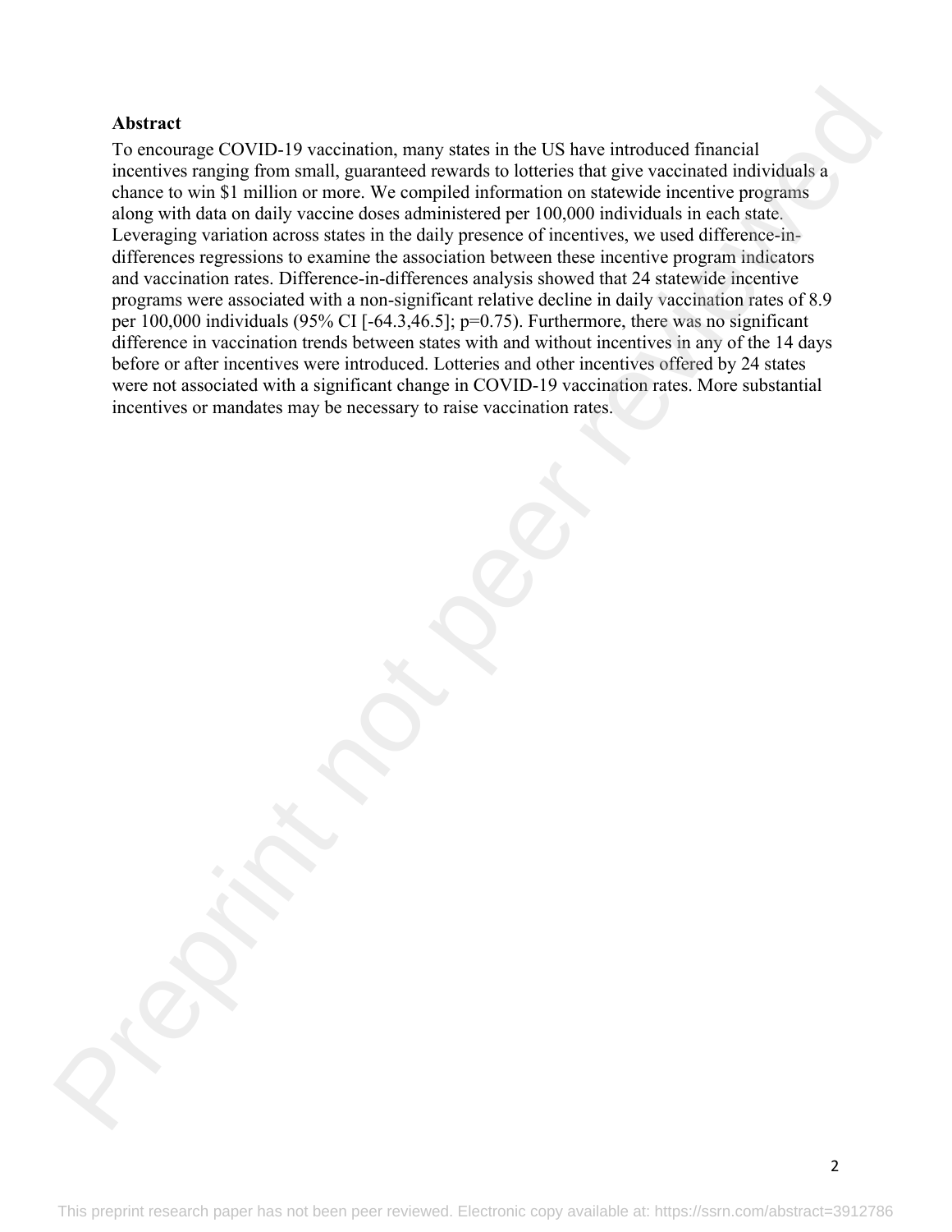## Abstract

To encourage COVID-19 vaccination, many states in the US have introduced financial incentives ranging from small, guaranteed rewards to lotteries that give vaccinated individuals a chance to win $1 million or more. We compiled information on statewide incentive programs along with data on daily vaccine doses administered per 100,000 individuals in each state. Leveraging variation across states in the daily presence of incentives, we used difference-in-differences regressions to examine the association between these incentive program indicators and vaccination rates. Difference-in-differences analysis showed that 24 statewide incentive programs were associated with a non-significant relative decline in daily vaccination rates of 8.9 per 100,000 individuals (95% CI [-64.3,46.5]; p=0.75). Furthermore, there was no significant difference in vaccination trends between states with and without incentives in any of the 14 days before or after incentives were introduced. Lotteries and other incentives offered by 24 states were not associated with a significant change in COVID-19 vaccination rates. More substantial incentives or mandates may be necessary to raise vaccination rates.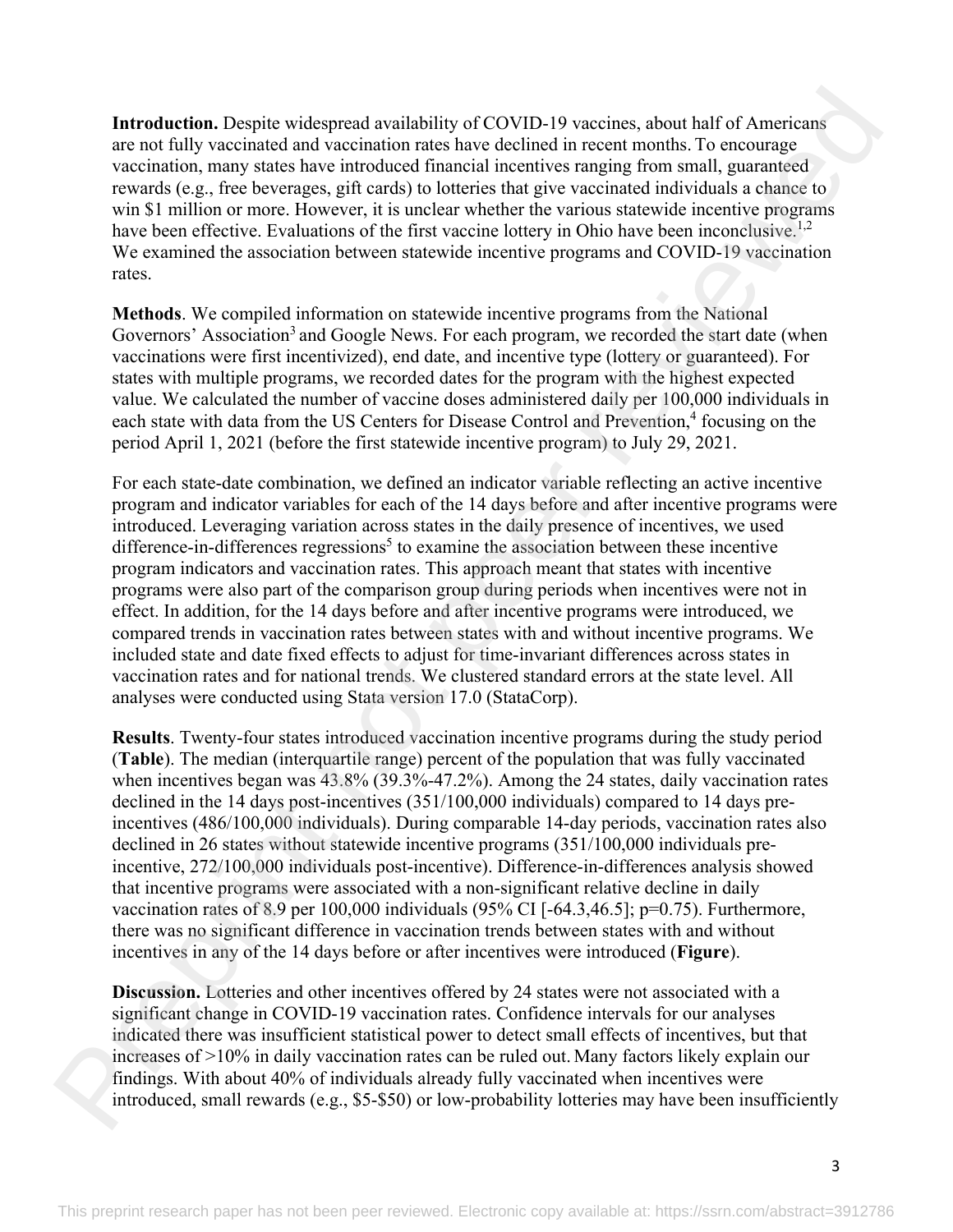**Introduction.** Despite widespread availability of COVID-19 vaccines, about half of Americans are not fully vaccinated and vaccination rates have declined in recent months. To encourage vaccination, many states have introduced financial incentives ranging from small, guaranteed rewards (e.g., free beverages, gift cards) to lotteries that give vaccinated individuals a chance to win $1 million or more. However, it is unclear whether the various statewide incentive programs have been effective. Evaluations of the first vaccine lottery in Ohio have been inconclusive.[1,2] We examined the association between statewide incentive programs and COVID-19 vaccination rates.

**Methods**. We compiled information on statewide incentive programs from the National Governors' Association[3] and Google News. For each program, we recorded the start date (when vaccinations were first incentivized), end date, and incentive type (lottery or guaranteed). For states with multiple programs, we recorded dates for the program with the highest expected value. We calculated the number of vaccine doses administered daily per 100,000 individuals in each state with data from the US Centers for Disease Control and Prevention,[4] focusing on the period April 1, 2021 (before the first statewide incentive program) to July 29, 2021.

For each state-date combination, we defined an indicator variable reflecting an active incentive program and indicator variables for each of the 14 days before and after incentive programs were introduced. Leveraging variation across states in the daily presence of incentives, we used difference-in-differences regressions[5] to examine the association between these incentive program indicators and vaccination rates. This approach meant that states with incentive programs were also part of the comparison group during periods when incentives were not in effect. In addition, for the 14 days before and after incentive programs were introduced, we compared trends in vaccination rates between states with and without incentive programs. We included state and date fixed effects to adjust for time-invariant differences across states in vaccination rates and for national trends. We clustered standard errors at the state level. All analyses were conducted using Stata version 17.0 (StataCorp).

**Results**. Twenty-four states introduced vaccination incentive programs during the study period (**Table**). The median (interquartile range) percent of the population that was fully vaccinated when incentives began was 43.8% (39.3%-47.2%). Among the 24 states, daily vaccination rates declined in the 14 days post-incentives (351/100,000 individuals) compared to 14 days pre-incentives (486/100,000 individuals). During comparable 14-day periods, vaccination rates also declined in 26 states without statewide incentive programs (351/100,000 individuals pre-incentive, 272/100,000 individuals post-incentive). Difference-in-differences analysis showed that incentive programs were associated with a non-significant relative decline in daily vaccination rates of 8.9 per 100,000 individuals (95% CI [-64.3,46.5]; p=0.75). Furthermore, there was no significant difference in vaccination trends between states with and without incentives in any of the 14 days before or after incentives were introduced (**Figure**).

**Discussion.** Lotteries and other incentives offered by 24 states were not associated with a significant change in COVID-19 vaccination rates. Confidence intervals for our analyses indicated there was insufficient statistical power to detect small effects of incentives, but that increases of >10% in daily vaccination rates can be ruled out. Many factors likely explain our findings. With about 40% of individuals already fully vaccinated when incentives were introduced, small rewards (e.g., $5-$50) or low-probability lotteries may have been insufficiently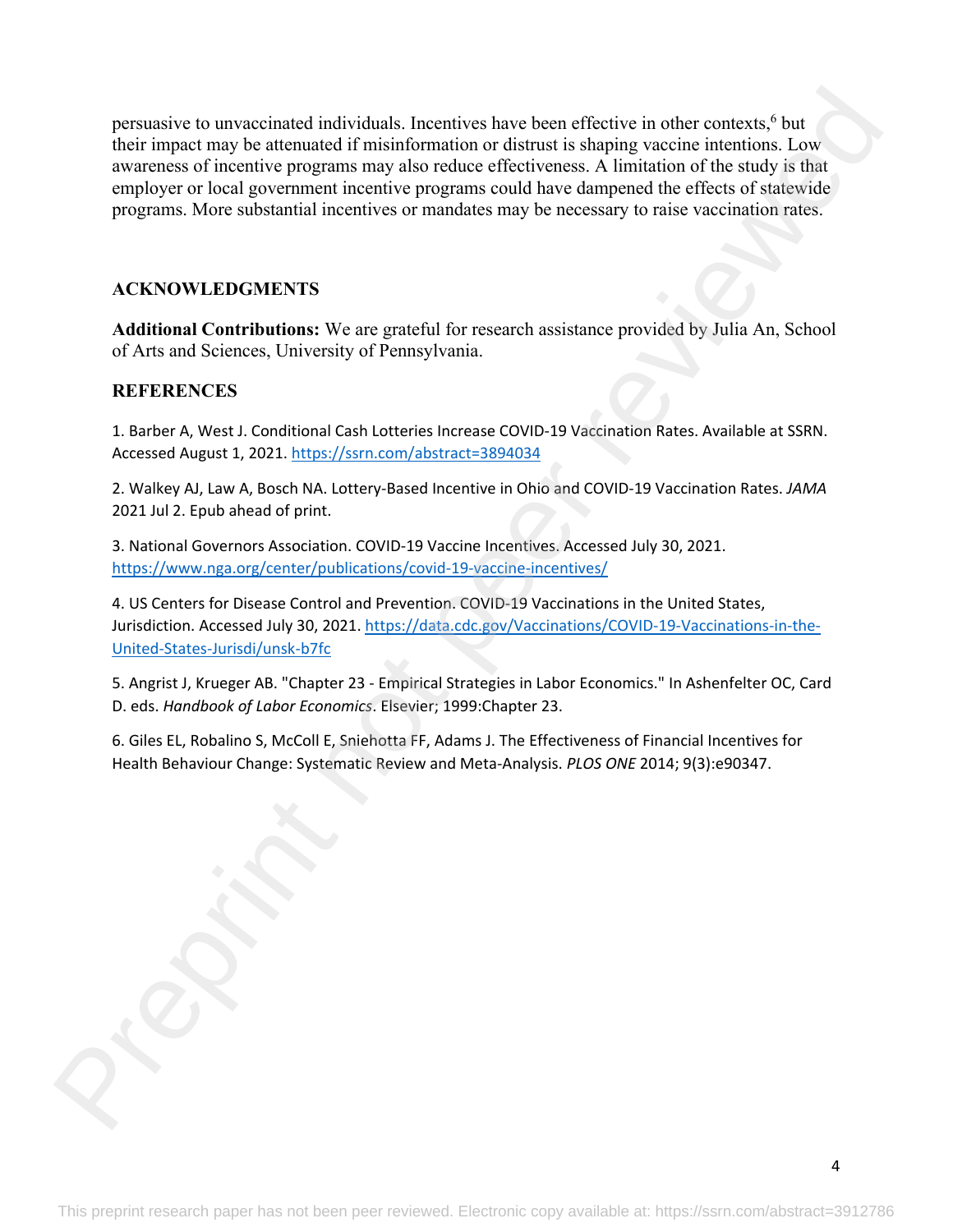persuasive to unvaccinated individuals. Incentives have been effective in other contexts,[6] but their impact may be attenuated if misinformation or distrust is shaping vaccine intentions. Low awareness of incentive programs may also reduce effectiveness. A limitation of the study is that employer or local government incentive programs could have dampened the effects of statewide programs. More substantial incentives or mandates may be necessary to raise vaccination rates.

## ACKNOWLEDGMENTS

**Additional Contributions:** We are grateful for research assistance provided by Julia An, School of Arts and Sciences, University of Pennsylvania.

## REFERENCES

1. Barber A, West J. Conditional Cash Lotteries Increase COVID-19 Vaccination Rates. Available at SSRN. Accessed August 1, 2021. https://ssrn.com/abstract=3894034

2. Walkey AJ, Law A, Bosch NA. Lottery-Based Incentive in Ohio and COVID-19 Vaccination Rates. *JAMA* 2021 Jul 2. Epub ahead of print.

3. National Governors Association. COVID-19 Vaccine Incentives. Accessed July 30, 2021. https://www.nga.org/center/publications/covid-19-vaccine-incentives/

4. US Centers for Disease Control and Prevention. COVID-19 Vaccinations in the United States, Jurisdiction. Accessed July 30, 2021. https://data.cdc.gov/Vaccinations/COVID-19-Vaccinations-in-the-United-States-Jurisdi/unsk-b7fc

5. Angrist J, Krueger AB. "Chapter 23 - Empirical Strategies in Labor Economics." In Ashenfelter OC, Card D. eds. *Handbook of Labor Economics*. Elsevier; 1999:Chapter 23.

6. Giles EL, Robalino S, McColl E, Sniehotta FF, Adams J. The Effectiveness of Financial Incentives for Health Behaviour Change: Systematic Review and Meta-Analysis. *PLOS ONE* 2014; 9(3):e90347.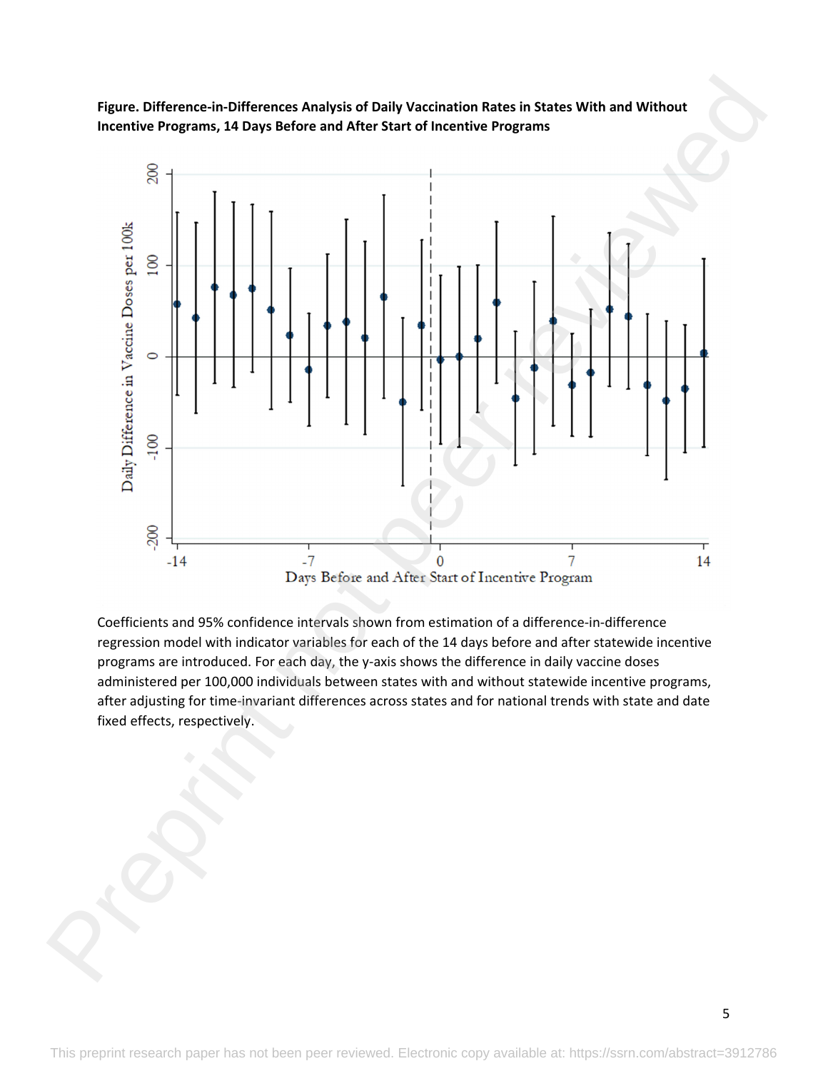**Figure. Difference-in-Differences Analysis of Daily Vaccination Rates in States With and Without Incentive Programs, 14 Days Before and After Start of Incentive Programs**

Coefficients and 95% confidence intervals shown from estimation of a difference-in-difference regression model with indicator variables for each of the 14 days before and after statewide incentive programs are introduced. For each day, the y-axis shows the difference in daily vaccine doses administered per 100,000 individuals between states with and without statewide incentive programs, after adjusting for time-invariant differences across states and for national trends with state and date fixed effects, respectively.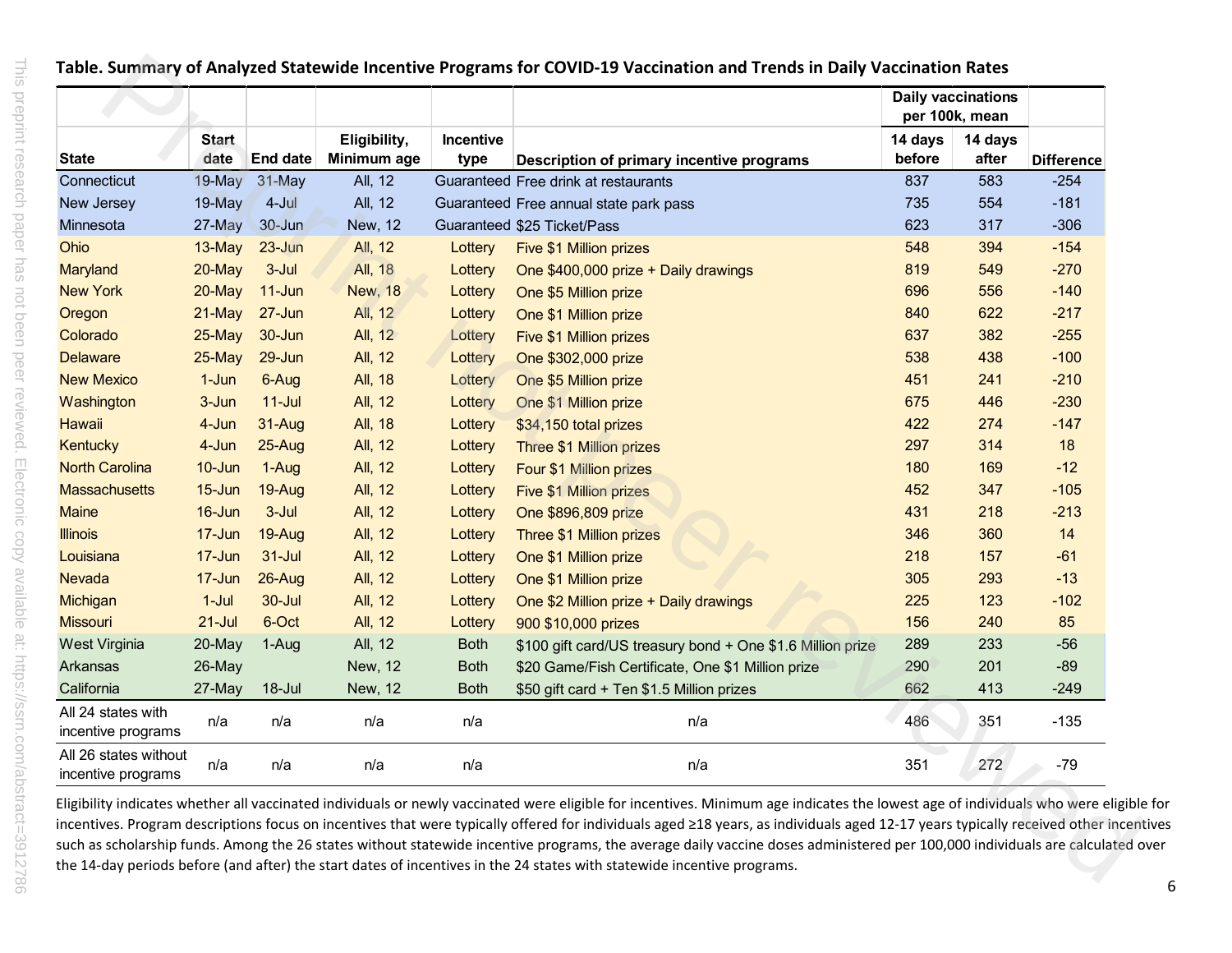**Table. Summary of Analyzed Statewide Incentive Programs for COVID-19 Vaccination and Trends in Daily Vaccination Rates**

| | | | | | | Daily vaccinations per 100k, mean | | |
|---|---|---|---|---|---|---|---|---|
| State | Start date | End date | Eligibility, Minimum age | Incentive type | Description of primary incentive programs | 14 days before | 14 days after | Difference |
| Connecticut | 19-May | 31-May | All, 12 | Guaranteed | Free drink at restaurants | 837 | 583 | -254 |
| New Jersey | 19-May | 4-Jul | All, 12 | Guaranteed | Free annual state park pass | 735 | 554 | -181 |
| Minnesota | 27-May | 30-Jun | New, 12 | Guaranteed | $25 Ticket/Pass | 623 | 317 | -306 |
| Ohio | 13-May | 23-Jun | All, 12 | Lottery | Five $1 Million prizes | 548 | 394 | -154 |
| Maryland | 20-May | 3-Jul | All, 18 | Lottery | One $400,000 prize + Daily drawings | 819 | 549 | -270 |
| New York | 20-May | 11-Jun | New, 18 | Lottery | One $5 Million prize | 696 | 556 | -140 |
| Oregon | 21-May | 27-Jun | All, 12 | Lottery | One $1 Million prize | 840 | 622 | -217 |
| Colorado | 25-May | 30-Jun | All, 12 | Lottery | Five $1 Million prizes | 637 | 382 | -255 |
| Delaware | 25-May | 29-Jun | All, 12 | Lottery | One $302,000 prize | 538 | 438 | -100 |
| New Mexico | 1-Jun | 6-Aug | All, 18 | Lottery | One $5 Million prize | 451 | 241 | -210 |
| Washington | 3-Jun | 11-Jul | All, 12 | Lottery | One $1 Million prize | 675 | 446 | -230 |
| Hawaii | 4-Jun | 31-Aug | All, 18 | Lottery | $34,150 total prizes | 422 | 274 | -147 |
| Kentucky | 4-Jun | 25-Aug | All, 12 | Lottery | Three $1 Million prizes | 297 | 314 | 18 |
| North Carolina | 10-Jun | 1-Aug | All, 12 | Lottery | Four $1 Million prizes | 180 | 169 | -12 |
| Massachusetts | 15-Jun | 19-Aug | All, 12 | Lottery | Five $1 Million prizes | 452 | 347 | -105 |
| Maine | 16-Jun | 3-Jul | All, 12 | Lottery | One $896,809 prize | 431 | 218 | -213 |
| Illinois | 17-Jun | 19-Aug | All, 12 | Lottery | Three $1 Million prizes | 346 | 360 | 14 |
| Louisiana | 17-Jun | 31-Jul | All, 12 | Lottery | One $1 Million prize | 218 | 157 | -61 |
| Nevada | 17-Jun | 26-Aug | All, 12 | Lottery | One $1 Million prize | 305 | 293 | -13 |
| Michigan | 1-Jul | 30-Jul | All, 12 | Lottery | One $2 Million prize + Daily drawings | 225 | 123 | -102 |
| Missouri | 21-Jul | 6-Oct | All, 12 | Lottery | 900 $10,000 prizes | 156 | 240 | 85 |
| West Virginia | 20-May | 1-Aug | All, 12 | Both | $100 gift card/US treasury bond + One $1.6 Million prize | 289 | 233 | -56 |
| Arkansas | 26-May | | New, 12 | Both | $20 Game/Fish Certificate, One $1 Million prize | 290 | 201 | -89 |
| California | 27-May | 18-Jul | New, 12 | Both | $50 gift card + Ten $1.5 Million prizes | 662 | 413 | -249 |
| All 24 states with incentive programs | n/a | n/a | n/a | n/a | n/a | 486 | 351 | -135 |
| All 26 states without incentive programs | n/a | n/a | n/a | n/a | n/a | 351 | 272 | -79 |

Eligibility indicates whether all vaccinated individuals or newly vaccinated were eligible for incentives. Minimum age indicates the lowest age of individuals who were eligible for incentives. Program descriptions focus on incentives that were typically offered for individuals aged ≥18 years, as individuals aged 12-17 years typically received other incentives such as scholarship funds. Among the 26 states without statewide incentive programs, the average daily vaccine doses administered per 100,000 individuals are calculated over the 14-day periods before (and after) the start dates of incentives in the 24 states with statewide incentive programs.